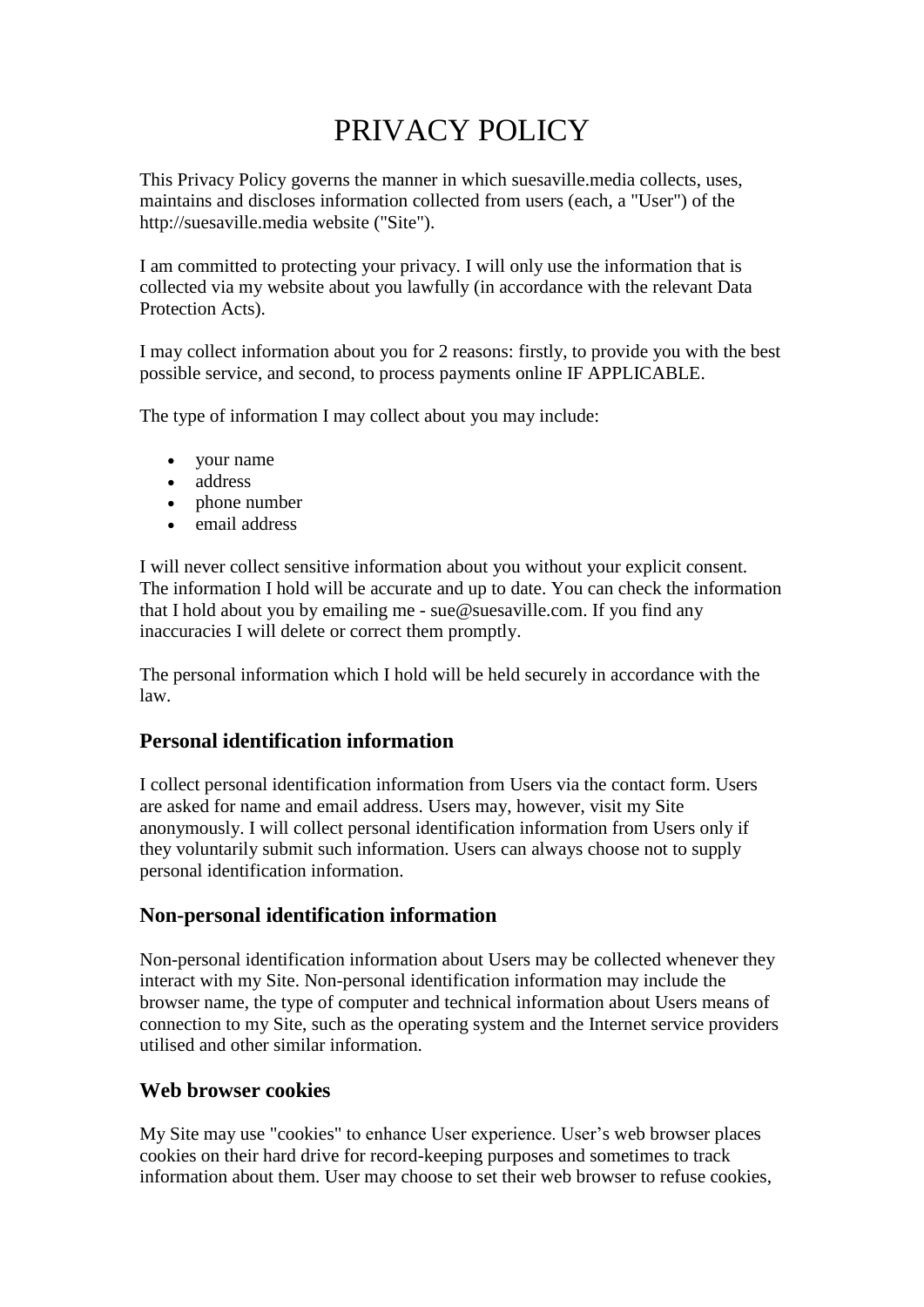# PRIVACY POLICY

This Privacy Policy governs the manner in which suesaville.media collects, uses, maintains and discloses information collected from users (each, a "User") of the http://suesaville.media website ("Site").

I am committed to protecting your privacy. I will only use the information that is collected via my website about you lawfully (in accordance with the relevant Data Protection Acts).

I may collect information about you for 2 reasons: firstly, to provide you with the best possible service, and second, to process payments online IF APPLICABLE.

The type of information I may collect about you may include:

- your name
- address
- phone number
- email address

I will never collect sensitive information about you without your explicit consent. The information I hold will be accurate and up to date. You can check the information that I hold about you by emailing me - sue@suesaville.com. If you find any inaccuracies I will delete or correct them promptly.

The personal information which I hold will be held securely in accordance with the law.

### Personal identification information

I collect personal identification information from Users via the contact form. Users are asked for name and email address. Users may, however, visit my Site anonymously. I will collect personal identification information from Users only if they voluntarily submit such information. Users can always choose not to supply personal identification information.

### Non-personal identification information

Non-personal identification information about Users may be collected whenever they interact with my Site. Non-personal identification information may include the browser name, the type of computer and technical information about Users means of connection to my Site, such as the operating system and the Internet service providers utilised and other similar information.

### Web browser cookies

My Site may use "cookies" to enhance User experience. User's web browser places cookies on their hard drive for record-keeping purposes and sometimes to track information about them. User may choose to set their web browser to refuse cookies,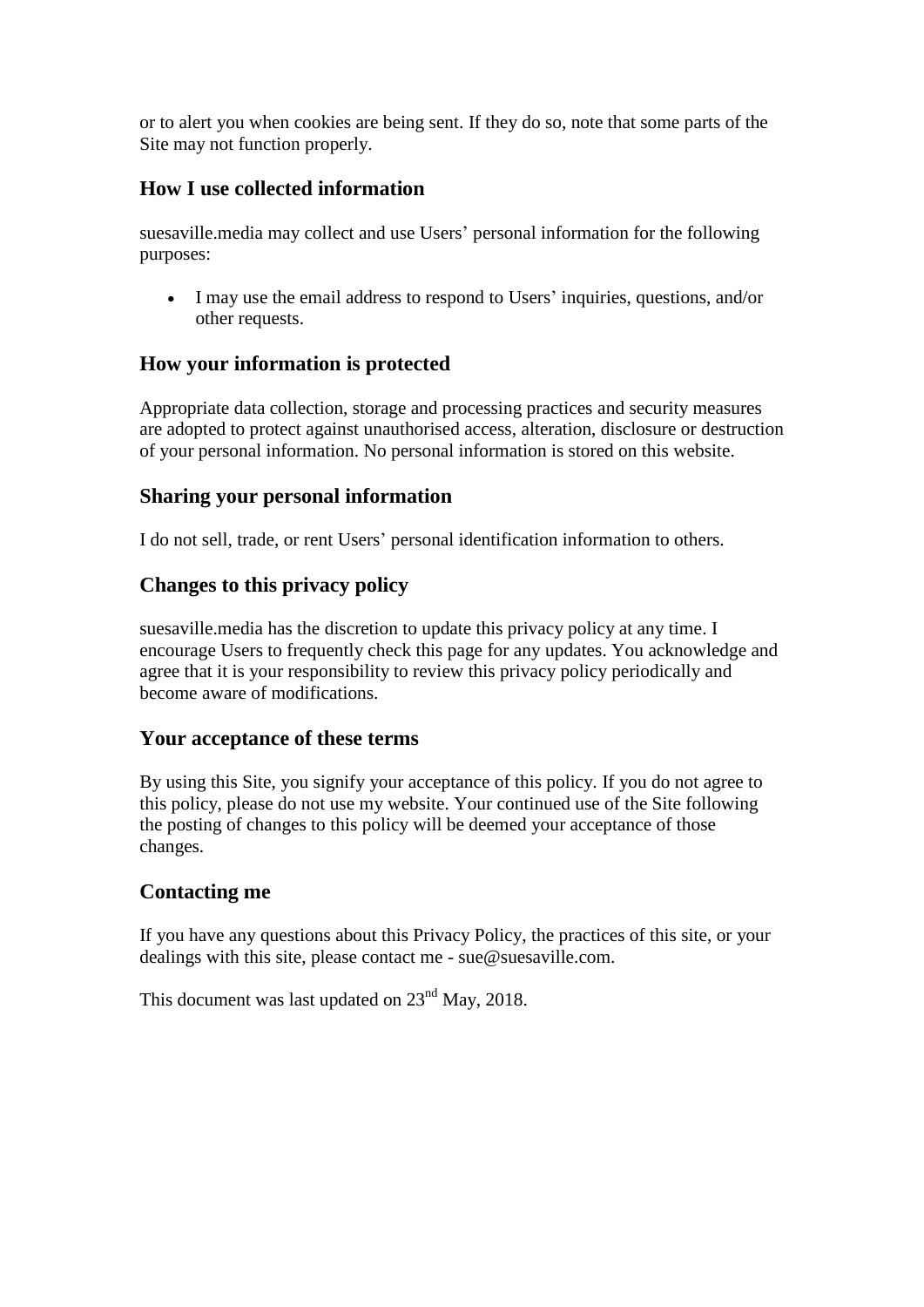or to alert you when cookies are being sent. If they do so, note that some parts of the Site may not function properly.

## How I use collected information

suesaville.media may collect and use Users' personal information for the following purposes:

- I may use the email address to respond to Users' inquiries, questions, and/or other requests.

## How your information is protected

Appropriate data collection, storage and processing practices and security measures are adopted to protect against unauthorised access, alteration, disclosure or destruction of your personal information. No personal information is stored on this website.

## Sharing your personal information

I do not sell, trade, or rent Users' personal identification information to others.

## Changes to this privacy policy

suesaville.media has the discretion to update this privacy policy at any time. I encourage Users to frequently check this page for any updates. You acknowledge and agree that it is your responsibility to review this privacy policy periodically and become aware of modifications.

## Your acceptance of these terms

By using this Site, you signify your acceptance of this policy. If you do not agree to this policy, please do not use my website. Your continued use of the Site following the posting of changes to this policy will be deemed your acceptance of those changes.

## Contacting me

If you have any questions about this Privacy Policy, the practices of this site, or your dealings with this site, please contact me - sue@suesaville.com.

This document was last updated on 23nd May, 2018.